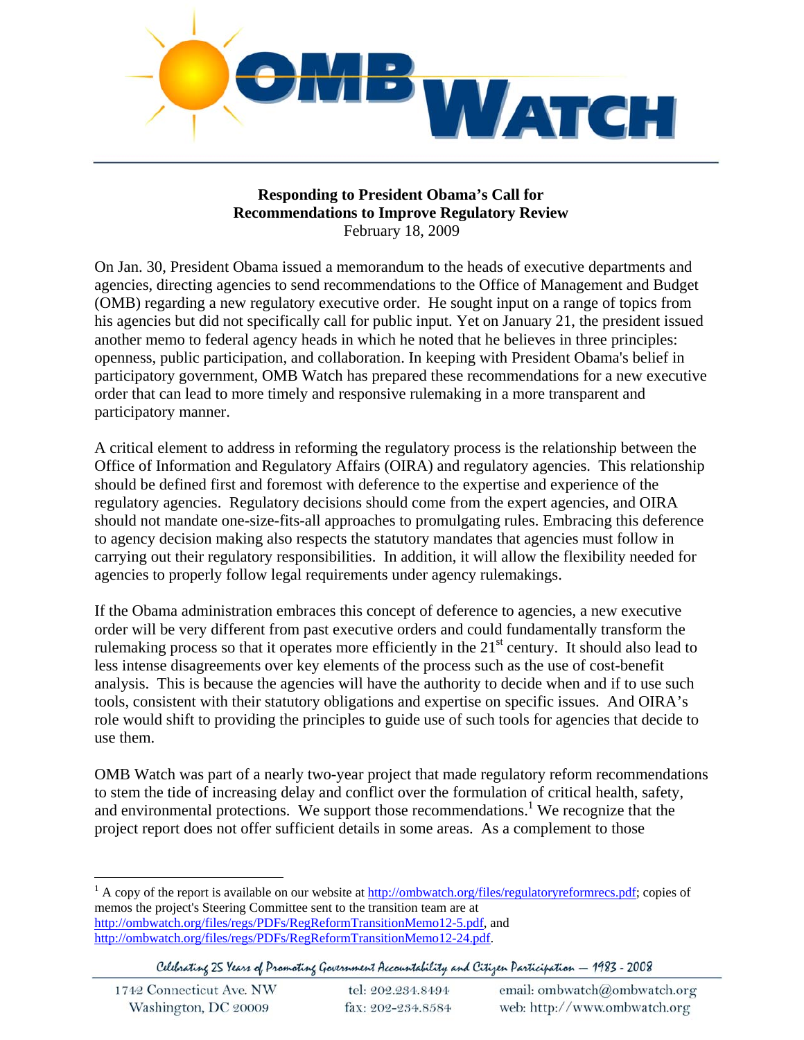**Responding to President Obama's Call for Recommendations to Improve Regulatory Review**

February 18, 2009

On Jan. 30, President Obama issued a memorandum to the heads of executive departments and agencies, directing agencies to send recommendations to the Office of Management and Budget (OMB) regarding a new regulatory executive order. He sought input on a range of topics from his agencies but did not specifically call for public input. Yet on January 21, the president issued another memo to federal agency heads in which he noted that he believes in three principles: openness, public participation, and collaboration. In keeping with President Obama's belief in participatory government, OMB Watch has prepared these recommendations for a new executive order that can lead to more timely and responsive rulemaking in a more transparent and participatory manner.

A critical element to address in reforming the regulatory process is the relationship between the Office of Information and Regulatory Affairs (OIRA) and regulatory agencies. This relationship should be defined first and foremost with deference to the expertise and experience of the regulatory agencies. Regulatory decisions should come from the expert agencies, and OIRA should not mandate one-size-fits-all approaches to promulgating rules. Embracing this deference to agency decision making also respects the statutory mandates that agencies must follow in carrying out their regulatory responsibilities. In addition, it will allow the flexibility needed for agencies to properly follow legal requirements under agency rulemakings.

If the Obama administration embraces this concept of deference to agencies, a new executive order will be very different from past executive orders and could fundamentally transform the rulemaking process so that it operates more efficiently in the 21st century. It should also lead to less intense disagreements over key elements of the process such as the use of cost-benefit analysis. This is because the agencies will have the authority to decide when and if to use such tools, consistent with their statutory obligations and expertise on specific issues. And OIRA's role would shift to providing the principles to guide use of such tools for agencies that decide to use them.

OMB Watch was part of a nearly two-year project that made regulatory reform recommendations to stem the tide of increasing delay and conflict over the formulation of critical health, safety, and environmental protections. We support those recommendations.[1] We recognize that the project report does not offer sufficient details in some areas. As a complement to those

[1] A copy of the report is available on our website at http://ombwatch.org/files/regulatoryreformrecs.pdf; copies of memos the project's Steering Committee sent to the transition team are at http://ombwatch.org/files/regs/PDFs/RegReformTransitionMemo12-5.pdf, and http://ombwatch.org/files/regs/PDFs/RegReformTransitionMemo12-24.pdf.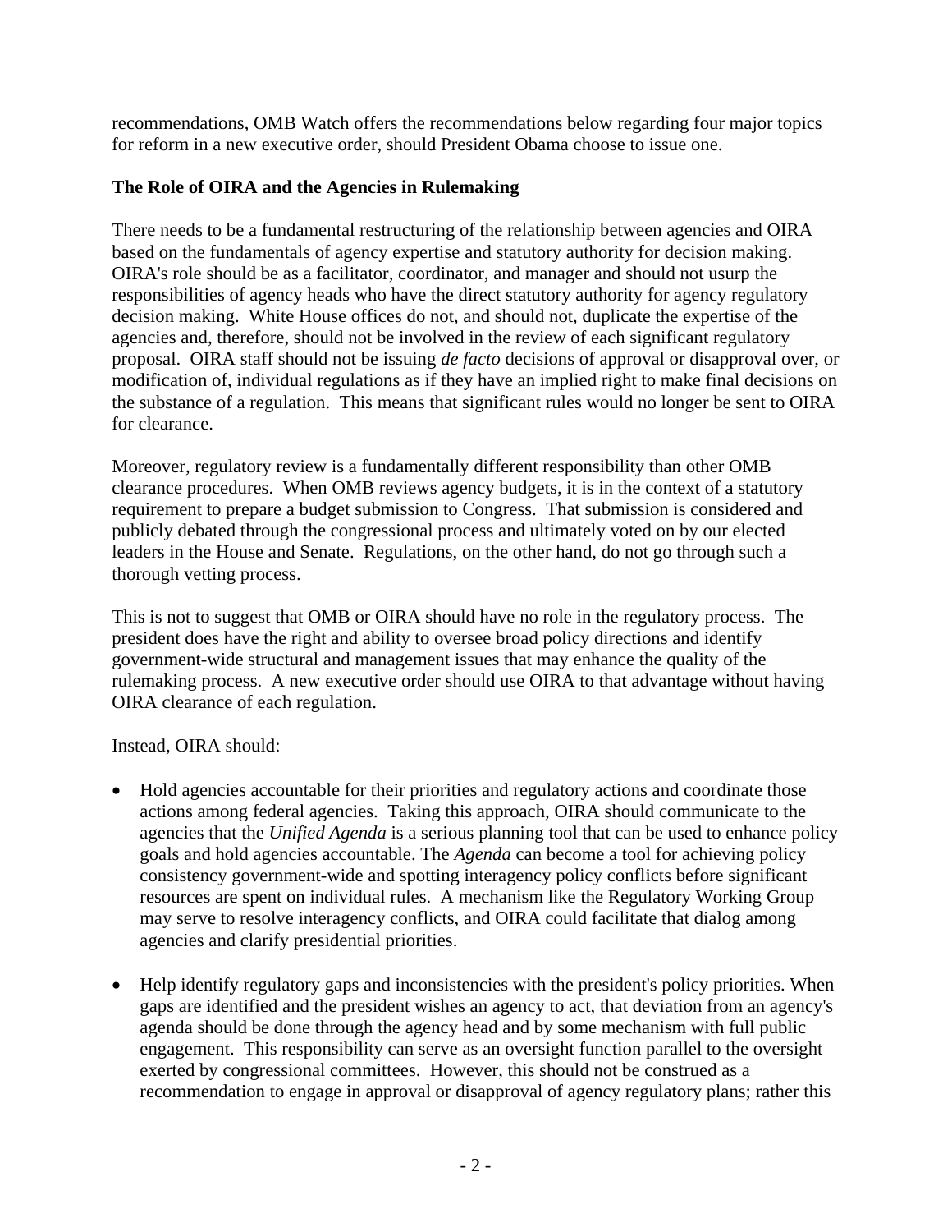recommendations, OMB Watch offers the recommendations below regarding four major topics for reform in a new executive order, should President Obama choose to issue one.

**The Role of OIRA and the Agencies in Rulemaking**

There needs to be a fundamental restructuring of the relationship between agencies and OIRA based on the fundamentals of agency expertise and statutory authority for decision making. OIRA's role should be as a facilitator, coordinator, and manager and should not usurp the responsibilities of agency heads who have the direct statutory authority for agency regulatory decision making. White House offices do not, and should not, duplicate the expertise of the agencies and, therefore, should not be involved in the review of each significant regulatory proposal. OIRA staff should not be issuing *de facto* decisions of approval or disapproval over, or modification of, individual regulations as if they have an implied right to make final decisions on the substance of a regulation. This means that significant rules would no longer be sent to OIRA for clearance.

Moreover, regulatory review is a fundamentally different responsibility than other OMB clearance procedures. When OMB reviews agency budgets, it is in the context of a statutory requirement to prepare a budget submission to Congress. That submission is considered and publicly debated through the congressional process and ultimately voted on by our elected leaders in the House and Senate. Regulations, on the other hand, do not go through such a thorough vetting process.

This is not to suggest that OMB or OIRA should have no role in the regulatory process. The president does have the right and ability to oversee broad policy directions and identify government-wide structural and management issues that may enhance the quality of the rulemaking process. A new executive order should use OIRA to that advantage without having OIRA clearance of each regulation.

Instead, OIRA should:

- Hold agencies accountable for their priorities and regulatory actions and coordinate those actions among federal agencies. Taking this approach, OIRA should communicate to the agencies that the *Unified Agenda* is a serious planning tool that can be used to enhance policy goals and hold agencies accountable. The *Agenda* can become a tool for achieving policy consistency government-wide and spotting interagency policy conflicts before significant resources are spent on individual rules. A mechanism like the Regulatory Working Group may serve to resolve interagency conflicts, and OIRA could facilitate that dialog among agencies and clarify presidential priorities.

- Help identify regulatory gaps and inconsistencies with the president's policy priorities. When gaps are identified and the president wishes an agency to act, that deviation from an agency's agenda should be done through the agency head and by some mechanism with full public engagement. This responsibility can serve as an oversight function parallel to the oversight exerted by congressional committees. However, this should not be construed as a recommendation to engage in approval or disapproval of agency regulatory plans; rather this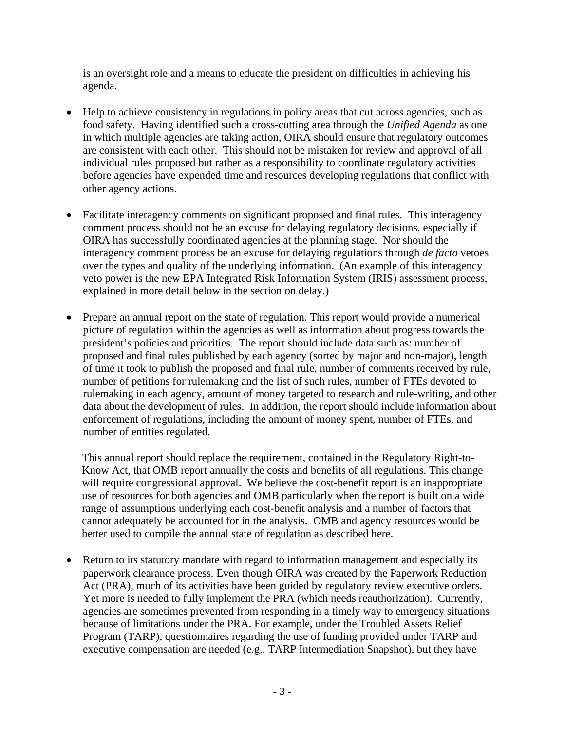is an oversight role and a means to educate the president on difficulties in achieving his agenda.

- Help to achieve consistency in regulations in policy areas that cut across agencies, such as food safety. Having identified such a cross-cutting area through the *Unified Agenda* as one in which multiple agencies are taking action, OIRA should ensure that regulatory outcomes are consistent with each other. This should not be mistaken for review and approval of all individual rules proposed but rather as a responsibility to coordinate regulatory activities before agencies have expended time and resources developing regulations that conflict with other agency actions.

- Facilitate interagency comments on significant proposed and final rules. This interagency comment process should not be an excuse for delaying regulatory decisions, especially if OIRA has successfully coordinated agencies at the planning stage. Nor should the interagency comment process be an excuse for delaying regulations through *de facto* vetoes over the types and quality of the underlying information. (An example of this interagency veto power is the new EPA Integrated Risk Information System (IRIS) assessment process, explained in more detail below in the section on delay.)

- Prepare an annual report on the state of regulation. This report would provide a numerical picture of regulation within the agencies as well as information about progress towards the president's policies and priorities. The report should include data such as: number of proposed and final rules published by each agency (sorted by major and non-major), length of time it took to publish the proposed and final rule, number of comments received by rule, number of petitions for rulemaking and the list of such rules, number of FTEs devoted to rulemaking in each agency, amount of money targeted to research and rule-writing, and other data about the development of rules. In addition, the report should include information about enforcement of regulations, including the amount of money spent, number of FTEs, and number of entities regulated.

  This annual report should replace the requirement, contained in the Regulatory Right-to-Know Act, that OMB report annually the costs and benefits of all regulations. This change will require congressional approval. We believe the cost-benefit report is an inappropriate use of resources for both agencies and OMB particularly when the report is built on a wide range of assumptions underlying each cost-benefit analysis and a number of factors that cannot adequately be accounted for in the analysis. OMB and agency resources would be better used to compile the annual state of regulation as described here.

- Return to its statutory mandate with regard to information management and especially its paperwork clearance process. Even though OIRA was created by the Paperwork Reduction Act (PRA), much of its activities have been guided by regulatory review executive orders. Yet more is needed to fully implement the PRA (which needs reauthorization). Currently, agencies are sometimes prevented from responding in a timely way to emergency situations because of limitations under the PRA. For example, under the Troubled Assets Relief Program (TARP), questionnaires regarding the use of funding provided under TARP and executive compensation are needed (e.g., TARP Intermediation Snapshot), but they have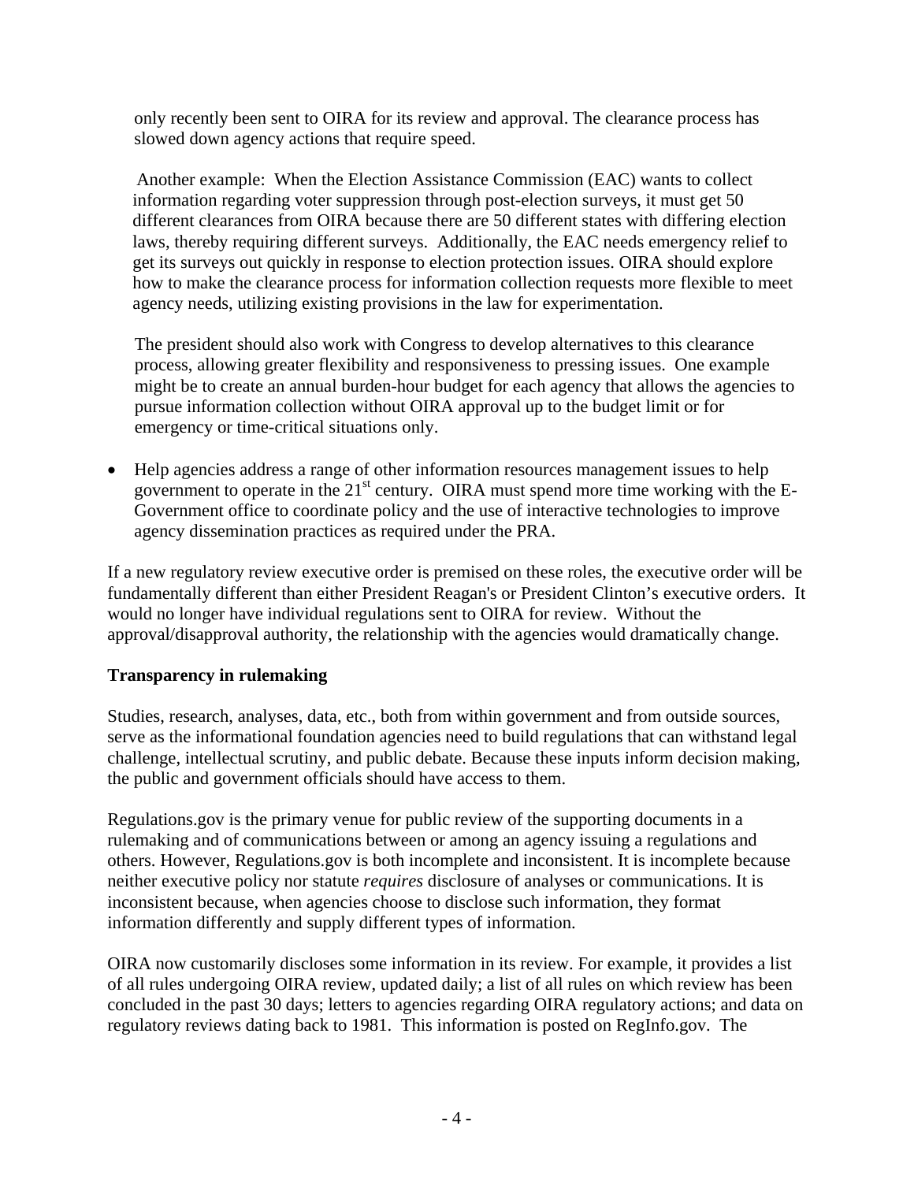only recently been sent to OIRA for its review and approval. The clearance process has slowed down agency actions that require speed.

Another example: When the Election Assistance Commission (EAC) wants to collect information regarding voter suppression through post-election surveys, it must get 50 different clearances from OIRA because there are 50 different states with differing election laws, thereby requiring different surveys. Additionally, the EAC needs emergency relief to get its surveys out quickly in response to election protection issues. OIRA should explore how to make the clearance process for information collection requests more flexible to meet agency needs, utilizing existing provisions in the law for experimentation.

The president should also work with Congress to develop alternatives to this clearance process, allowing greater flexibility and responsiveness to pressing issues. One example might be to create an annual burden-hour budget for each agency that allows the agencies to pursue information collection without OIRA approval up to the budget limit or for emergency or time-critical situations only.

- Help agencies address a range of other information resources management issues to help government to operate in the 21st century. OIRA must spend more time working with the E-Government office to coordinate policy and the use of interactive technologies to improve agency dissemination practices as required under the PRA.

If a new regulatory review executive order is premised on these roles, the executive order will be fundamentally different than either President Reagan's or President Clinton's executive orders. It would no longer have individual regulations sent to OIRA for review. Without the approval/disapproval authority, the relationship with the agencies would dramatically change.

**Transparency in rulemaking**

Studies, research, analyses, data, etc., both from within government and from outside sources, serve as the informational foundation agencies need to build regulations that can withstand legal challenge, intellectual scrutiny, and public debate. Because these inputs inform decision making, the public and government officials should have access to them.

Regulations.gov is the primary venue for public review of the supporting documents in a rulemaking and of communications between or among an agency issuing a regulations and others. However, Regulations.gov is both incomplete and inconsistent. It is incomplete because neither executive policy nor statute *requires* disclosure of analyses or communications. It is inconsistent because, when agencies choose to disclose such information, they format information differently and supply different types of information.

OIRA now customarily discloses some information in its review. For example, it provides a list of all rules undergoing OIRA review, updated daily; a list of all rules on which review has been concluded in the past 30 days; letters to agencies regarding OIRA regulatory actions; and data on regulatory reviews dating back to 1981. This information is posted on RegInfo.gov. The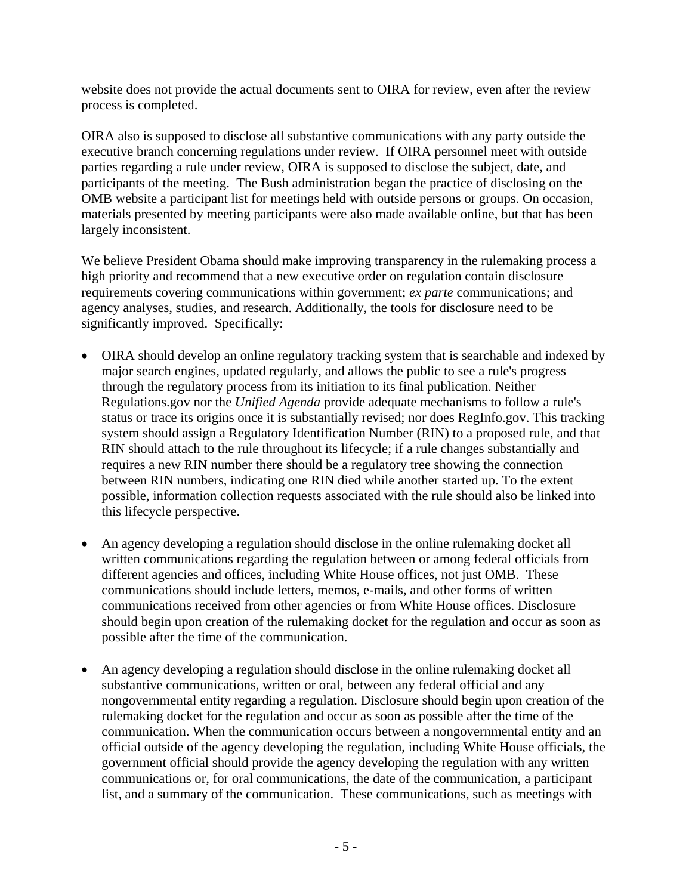website does not provide the actual documents sent to OIRA for review, even after the review process is completed.

OIRA also is supposed to disclose all substantive communications with any party outside the executive branch concerning regulations under review. If OIRA personnel meet with outside parties regarding a rule under review, OIRA is supposed to disclose the subject, date, and participants of the meeting. The Bush administration began the practice of disclosing on the OMB website a participant list for meetings held with outside persons or groups. On occasion, materials presented by meeting participants were also made available online, but that has been largely inconsistent.

We believe President Obama should make improving transparency in the rulemaking process a high priority and recommend that a new executive order on regulation contain disclosure requirements covering communications within government; *ex parte* communications; and agency analyses, studies, and research. Additionally, the tools for disclosure need to be significantly improved. Specifically:

- OIRA should develop an online regulatory tracking system that is searchable and indexed by major search engines, updated regularly, and allows the public to see a rule's progress through the regulatory process from its initiation to its final publication. Neither Regulations.gov nor the *Unified Agenda* provide adequate mechanisms to follow a rule's status or trace its origins once it is substantially revised; nor does RegInfo.gov. This tracking system should assign a Regulatory Identification Number (RIN) to a proposed rule, and that RIN should attach to the rule throughout its lifecycle; if a rule changes substantially and requires a new RIN number there should be a regulatory tree showing the connection between RIN numbers, indicating one RIN died while another started up. To the extent possible, information collection requests associated with the rule should also be linked into this lifecycle perspective.

- An agency developing a regulation should disclose in the online rulemaking docket all written communications regarding the regulation between or among federal officials from different agencies and offices, including White House offices, not just OMB. These communications should include letters, memos, e-mails, and other forms of written communications received from other agencies or from White House offices. Disclosure should begin upon creation of the rulemaking docket for the regulation and occur as soon as possible after the time of the communication.

- An agency developing a regulation should disclose in the online rulemaking docket all substantive communications, written or oral, between any federal official and any nongovernmental entity regarding a regulation. Disclosure should begin upon creation of the rulemaking docket for the regulation and occur as soon as possible after the time of the communication. When the communication occurs between a nongovernmental entity and an official outside of the agency developing the regulation, including White House officials, the government official should provide the agency developing the regulation with any written communications or, for oral communications, the date of the communication, a participant list, and a summary of the communication. These communications, such as meetings with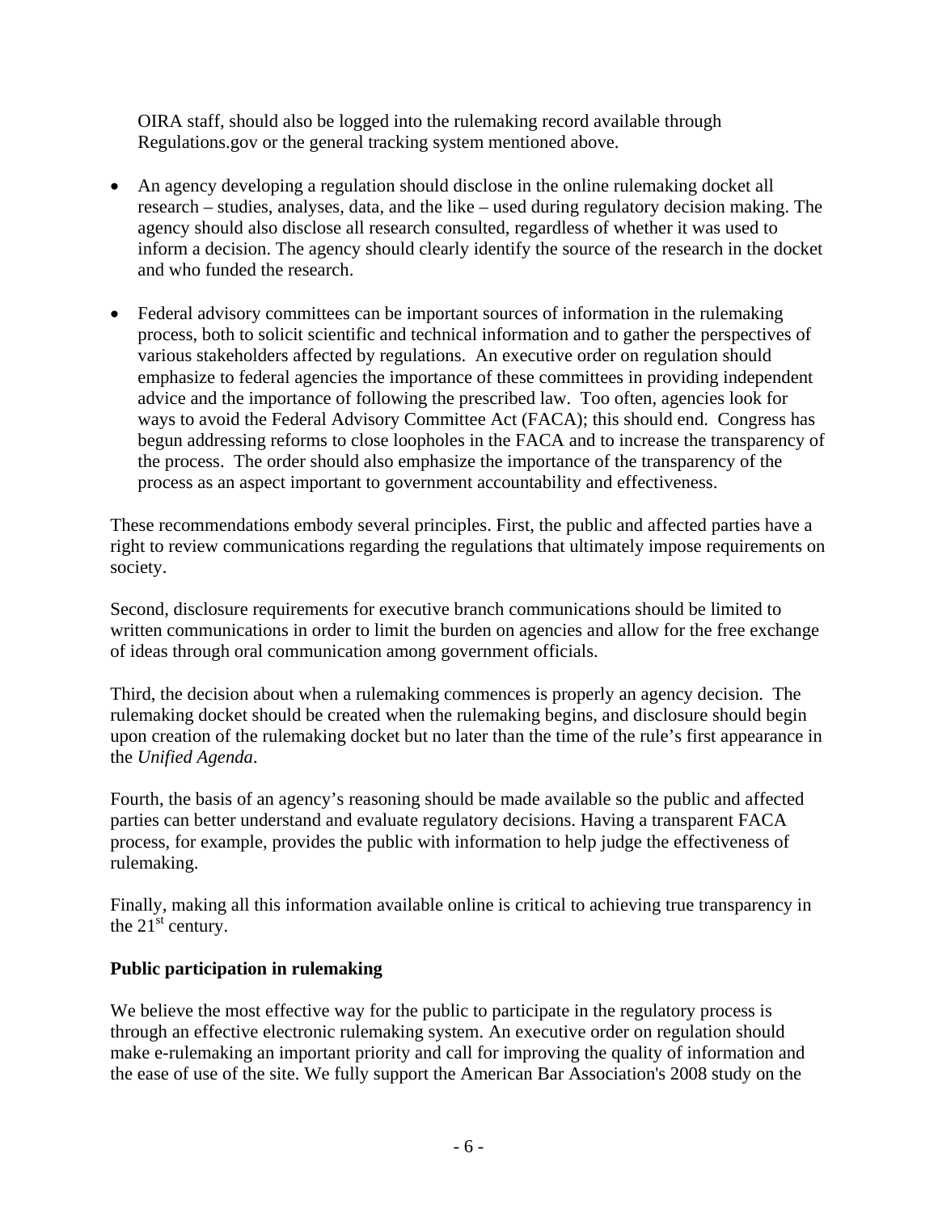OIRA staff, should also be logged into the rulemaking record available through Regulations.gov or the general tracking system mentioned above.

- An agency developing a regulation should disclose in the online rulemaking docket all research – studies, analyses, data, and the like – used during regulatory decision making. The agency should also disclose all research consulted, regardless of whether it was used to inform a decision. The agency should clearly identify the source of the research in the docket and who funded the research.

- Federal advisory committees can be important sources of information in the rulemaking process, both to solicit scientific and technical information and to gather the perspectives of various stakeholders affected by regulations. An executive order on regulation should emphasize to federal agencies the importance of these committees in providing independent advice and the importance of following the prescribed law. Too often, agencies look for ways to avoid the Federal Advisory Committee Act (FACA); this should end. Congress has begun addressing reforms to close loopholes in the FACA and to increase the transparency of the process. The order should also emphasize the importance of the transparency of the process as an aspect important to government accountability and effectiveness.

These recommendations embody several principles. First, the public and affected parties have a right to review communications regarding the regulations that ultimately impose requirements on society.

Second, disclosure requirements for executive branch communications should be limited to written communications in order to limit the burden on agencies and allow for the free exchange of ideas through oral communication among government officials.

Third, the decision about when a rulemaking commences is properly an agency decision. The rulemaking docket should be created when the rulemaking begins, and disclosure should begin upon creation of the rulemaking docket but no later than the time of the rule's first appearance in the *Unified Agenda*.

Fourth, the basis of an agency's reasoning should be made available so the public and affected parties can better understand and evaluate regulatory decisions. Having a transparent FACA process, for example, provides the public with information to help judge the effectiveness of rulemaking.

Finally, making all this information available online is critical to achieving true transparency in the 21st century.

**Public participation in rulemaking**

We believe the most effective way for the public to participate in the regulatory process is through an effective electronic rulemaking system. An executive order on regulation should make e-rulemaking an important priority and call for improving the quality of information and the ease of use of the site. We fully support the American Bar Association's 2008 study on the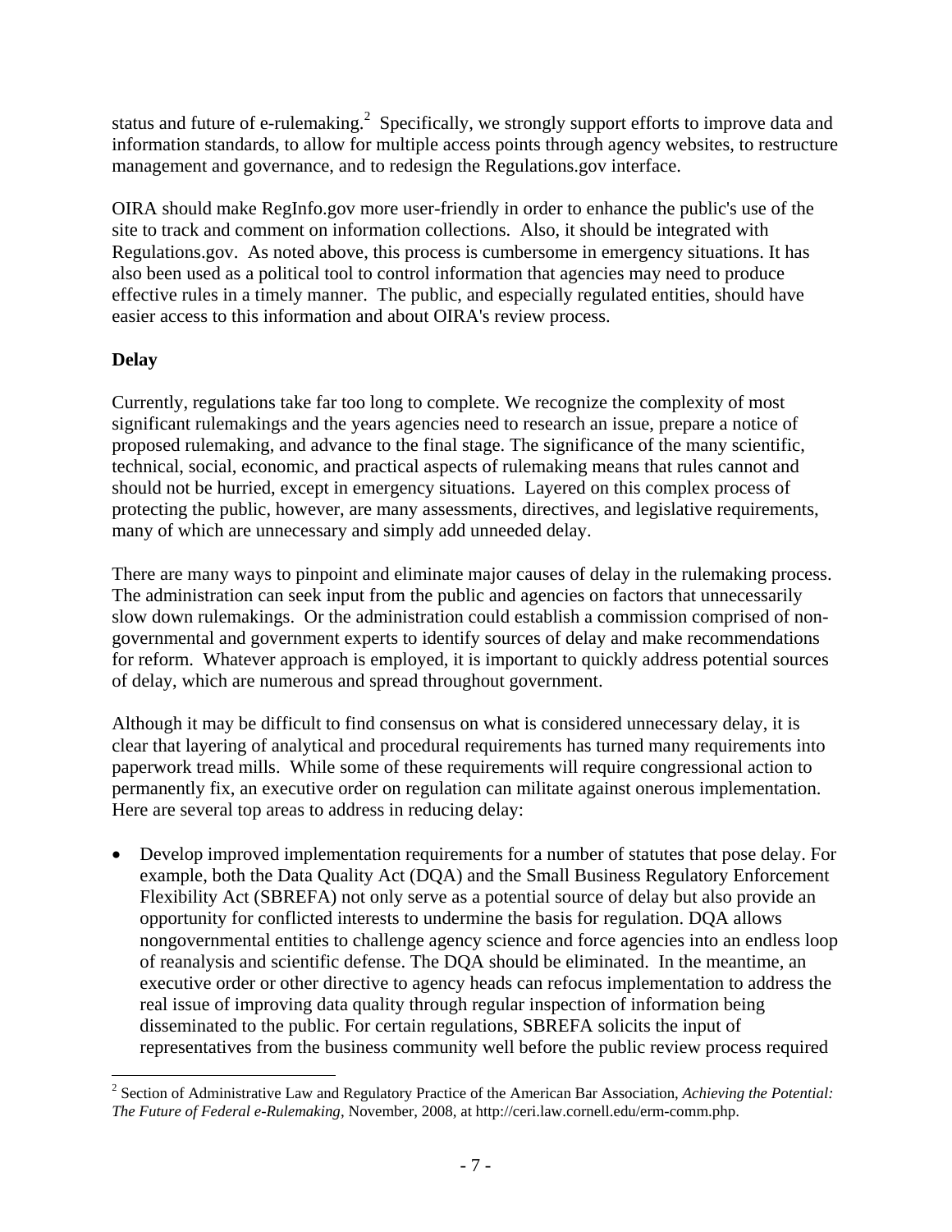status and future of e-rulemaking.[2] Specifically, we strongly support efforts to improve data and information standards, to allow for multiple access points through agency websites, to restructure management and governance, and to redesign the Regulations.gov interface.

OIRA should make RegInfo.gov more user-friendly in order to enhance the public's use of the site to track and comment on information collections. Also, it should be integrated with Regulations.gov. As noted above, this process is cumbersome in emergency situations. It has also been used as a political tool to control information that agencies may need to produce effective rules in a timely manner. The public, and especially regulated entities, should have easier access to this information and about OIRA's review process.

**Delay**

Currently, regulations take far too long to complete. We recognize the complexity of most significant rulemakings and the years agencies need to research an issue, prepare a notice of proposed rulemaking, and advance to the final stage. The significance of the many scientific, technical, social, economic, and practical aspects of rulemaking means that rules cannot and should not be hurried, except in emergency situations. Layered on this complex process of protecting the public, however, are many assessments, directives, and legislative requirements, many of which are unnecessary and simply add unneeded delay.

There are many ways to pinpoint and eliminate major causes of delay in the rulemaking process. The administration can seek input from the public and agencies on factors that unnecessarily slow down rulemakings. Or the administration could establish a commission comprised of non-governmental and government experts to identify sources of delay and make recommendations for reform. Whatever approach is employed, it is important to quickly address potential sources of delay, which are numerous and spread throughout government.

Although it may be difficult to find consensus on what is considered unnecessary delay, it is clear that layering of analytical and procedural requirements has turned many requirements into paperwork tread mills. While some of these requirements will require congressional action to permanently fix, an executive order on regulation can militate against onerous implementation. Here are several top areas to address in reducing delay:

- Develop improved implementation requirements for a number of statutes that pose delay. For example, both the Data Quality Act (DQA) and the Small Business Regulatory Enforcement Flexibility Act (SBREFA) not only serve as a potential source of delay but also provide an opportunity for conflicted interests to undermine the basis for regulation. DQA allows nongovernmental entities to challenge agency science and force agencies into an endless loop of reanalysis and scientific defense. The DQA should be eliminated. In the meantime, an executive order or other directive to agency heads can refocus implementation to address the real issue of improving data quality through regular inspection of information being disseminated to the public. For certain regulations, SBREFA solicits the input of representatives from the business community well before the public review process required

[2] Section of Administrative Law and Regulatory Practice of the American Bar Association, *Achieving the Potential: The Future of Federal e-Rulemaking*, November, 2008, at http://ceri.law.cornell.edu/erm-comm.php.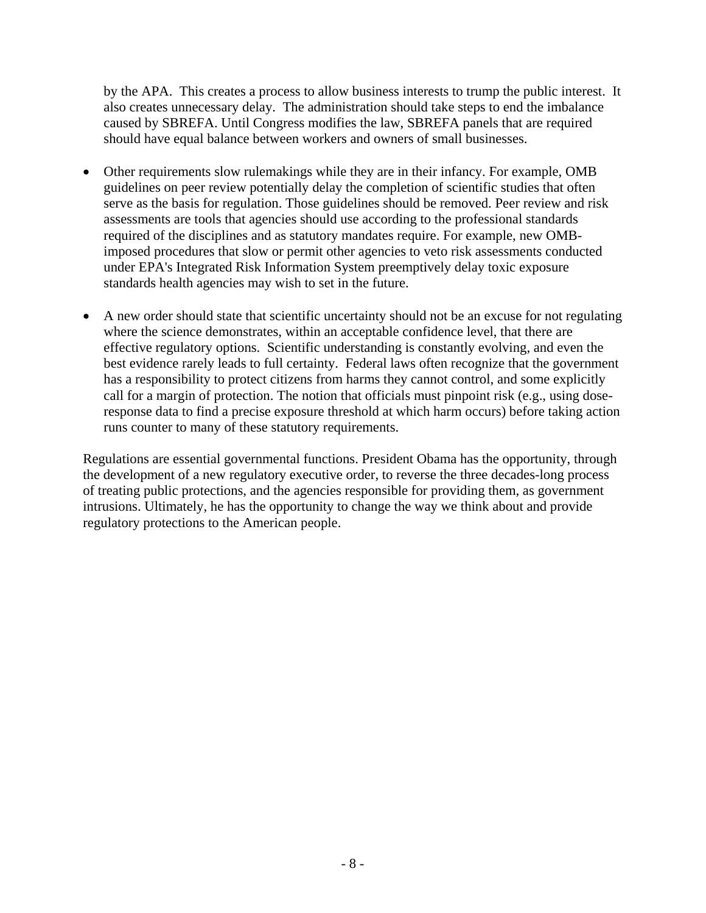by the APA. This creates a process to allow business interests to trump the public interest. It also creates unnecessary delay. The administration should take steps to end the imbalance caused by SBREFA. Until Congress modifies the law, SBREFA panels that are required should have equal balance between workers and owners of small businesses.

- Other requirements slow rulemakings while they are in their infancy. For example, OMB guidelines on peer review potentially delay the completion of scientific studies that often serve as the basis for regulation. Those guidelines should be removed. Peer review and risk assessments are tools that agencies should use according to the professional standards required of the disciplines and as statutory mandates require. For example, new OMB-imposed procedures that slow or permit other agencies to veto risk assessments conducted under EPA's Integrated Risk Information System preemptively delay toxic exposure standards health agencies may wish to set in the future.

- A new order should state that scientific uncertainty should not be an excuse for not regulating where the science demonstrates, within an acceptable confidence level, that there are effective regulatory options. Scientific understanding is constantly evolving, and even the best evidence rarely leads to full certainty. Federal laws often recognize that the government has a responsibility to protect citizens from harms they cannot control, and some explicitly call for a margin of protection. The notion that officials must pinpoint risk (e.g., using dose-response data to find a precise exposure threshold at which harm occurs) before taking action runs counter to many of these statutory requirements.

Regulations are essential governmental functions. President Obama has the opportunity, through the development of a new regulatory executive order, to reverse the three decades-long process of treating public protections, and the agencies responsible for providing them, as government intrusions. Ultimately, he has the opportunity to change the way we think about and provide regulatory protections to the American people.